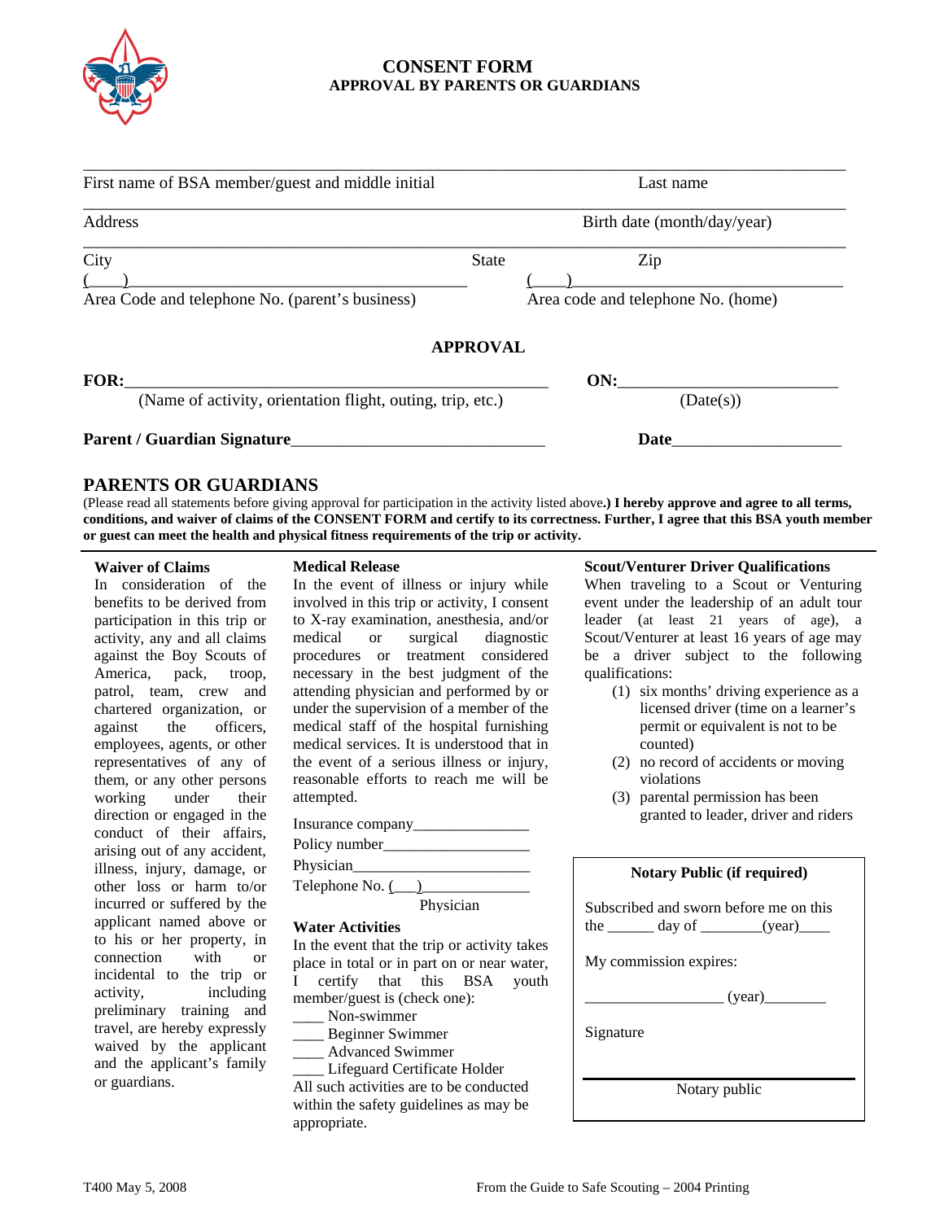# CONSENT FORM
## APPROVAL BY PARENTS OR GUARDIANS

First name of BSA member/guest and middle initial ____________________ Last name ____________________

Address ____________________ Birth date (month/day/year) ____________________

City ____________________ State ________ Zip ________

(___)____________________ Area Code and telephone No. (parent's business)

(___)____________________ Area code and telephone No. (home)

### APPROVAL

**FOR:**____________________ (Name of activity, orientation flight, outing, trip, etc.)

**ON:**____________________ (Date(s))

**Parent / Guardian Signature**____________________ **Date**____________________

## PARENTS OR GUARDIANS

(Please read all statements before giving approval for participation in the activity listed above**.) I hereby approve and agree to all terms, conditions, and waiver of claims of the CONSENT FORM and certify to its correctness. Further, I agree that this BSA youth member or guest can meet the health and physical fitness requirements of the trip or activity.**

**Waiver of Claims**

In consideration of the benefits to be derived from participation in this trip or activity, any and all claims against the Boy Scouts of America, pack, troop, patrol, team, crew and chartered organization, or against the officers, employees, agents, or other representatives of any of them, or any other persons working under their direction or engaged in the conduct of their affairs, arising out of any accident, illness, injury, damage, or other loss or harm to/or incurred or suffered by the applicant named above or to his or her property, in connection with or incidental to the trip or activity, including preliminary training and travel, are hereby expressly waived by the applicant and the applicant's family or guardians.

**Medical Release**

In the event of illness or injury while involved in this trip or activity, I consent to X-ray examination, anesthesia, and/or medical or surgical diagnostic procedures or treatment considered necessary in the best judgment of the attending physician and performed by or under the supervision of a member of the medical staff of the hospital furnishing medical services. It is understood that in the event of a serious illness or injury, reasonable efforts to reach me will be attempted.

Insurance company____________________

Policy number____________________

Physician____________________

Telephone No. (___)____________________ Physician

**Water Activities**

In the event that the trip or activity takes place in total or in part on or near water, I certify that this BSA youth member/guest is (check one):

____ Non-swimmer
____ Beginner Swimmer
____ Advanced Swimmer
____ Lifeguard Certificate Holder

All such activities are to be conducted within the safety guidelines as may be appropriate.

**Scout/Venturer Driver Qualifications**

When traveling to a Scout or Venturing event under the leadership of an adult tour leader (at least 21 years of age), a Scout/Venturer at least 16 years of age may be a driver subject to the following qualifications:

(1) six months' driving experience as a licensed driver (time on a learner's permit or equivalent is not to be counted)
(2) no record of accidents or moving violations
(3) parental permission has been granted to leader, driver and riders

**Notary Public (if required)**

Subscribed and sworn before me on this the ______ day of ________(year)____

My commission expires:

__________________ (year)________

Signature

____________________
Notary public

T400 May 5, 2008

From the Guide to Safe Scouting – 2004 Printing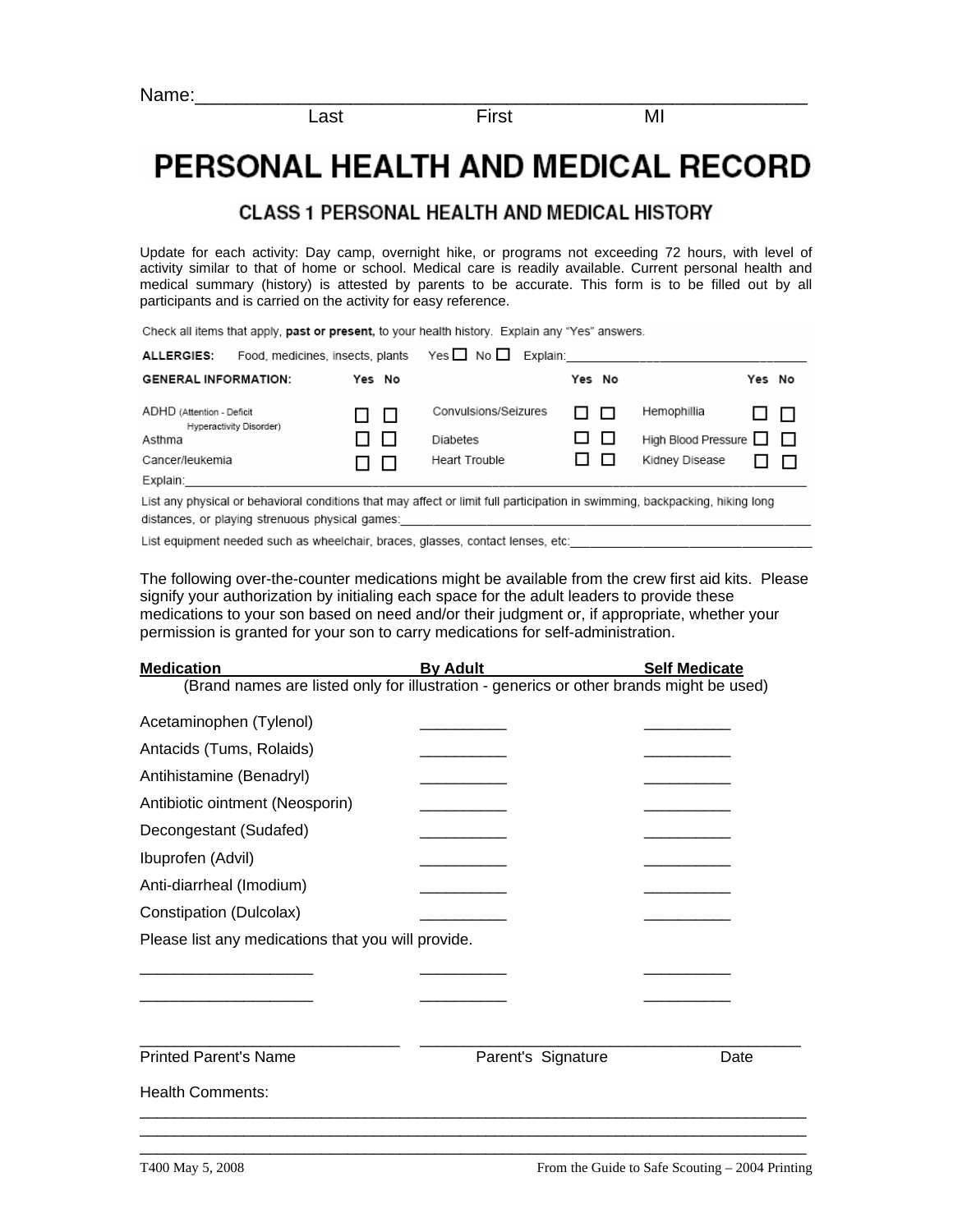Name:\_\_\_\_\_\_\_\_\_\_\_\_\_\_\_\_\_\_\_\_\_\_\_\_\_\_\_\_\_\_\_\_\_\_\_\_\_\_\_\_\_\_\_\_\_\_\_\_\_\_\_\_\_\_\_\_\_\_\_\_

Last First MI

# PERSONAL HEALTH AND MEDICAL RECORD

## CLASS 1 PERSONAL HEALTH AND MEDICAL HISTORY

Update for each activity: Day camp, overnight hike, or programs not exceeding 72 hours, with level of activity similar to that of home or school. Medical care is readily available. Current personal health and medical summary (history) is attested by parents to be accurate. This form is to be filled out by all participants and is carried on the activity for easy reference.

Check all items that apply, **past or present,** to your health history. Explain any "Yes" answers.

**ALLERGIES:** Food, medicines, insects, plants Yes ☐ No ☐ Explain:\_\_\_\_\_\_\_\_\_\_\_\_\_\_\_\_\_\_\_\_\_\_\_\_\_\_\_\_\_\_\_\_

| **GENERAL INFORMATION:** | Yes | No | | Yes | No | | Yes | No |
|---|---|---|---|---|---|---|---|---|
| ADHD (Attention - Deficit Hyperactivity Disorder) | ☐ | ☐ | Convulsions/Seizures | ☐ | ☐ | Hemophillia | ☐ | ☐ |
| Asthma | ☐ | ☐ | Diabetes | ☐ | ☐ | High Blood Pressure | ☐ | ☐ |
| Cancer/leukemia | ☐ | ☐ | Heart Trouble | ☐ | ☐ | Kidney Disease | ☐ | ☐ |

Explain:\_\_\_\_\_\_\_\_\_\_\_\_\_\_\_\_\_\_\_\_\_\_\_\_\_\_\_\_\_\_\_\_\_\_\_\_\_\_\_\_\_\_\_\_\_\_\_\_\_\_\_\_\_\_\_\_\_\_\_\_\_\_\_\_\_\_\_\_\_\_\_\_

List any physical or behavioral conditions that may affect or limit full participation in swimming, backpacking, hiking long distances, or playing strenuous physical games:\_\_\_\_\_\_\_\_\_\_\_\_\_\_\_\_\_\_\_\_\_\_\_\_\_\_\_\_\_\_\_\_\_\_\_\_\_\_\_\_

List equipment needed such as wheelchair, braces, glasses, contact lenses, etc:\_\_\_\_\_\_\_\_\_\_\_\_\_\_\_\_\_\_\_\_\_\_\_\_\_\_\_\_\_\_

The following over-the-counter medications might be available from the crew first aid kits. Please signify your authorization by initialing each space for the adult leaders to provide these medications to your son based on need and/or their judgment or, if appropriate, whether your permission is granted for your son to carry medications for self-administration.

| **Medication** | **By Adult** | **Self Medicate** |
|---|---|---|
| (Brand names are listed only for illustration - generics or other brands might be used) | | |
| Acetaminophen (Tylenol) | \_\_\_\_\_\_\_\_\_\_ | \_\_\_\_\_\_\_\_\_\_ |
| Antacids (Tums, Rolaids) | \_\_\_\_\_\_\_\_\_\_ | \_\_\_\_\_\_\_\_\_\_ |
| Antihistamine (Benadryl) | \_\_\_\_\_\_\_\_\_\_ | \_\_\_\_\_\_\_\_\_\_ |
| Antibiotic ointment (Neosporin) | \_\_\_\_\_\_\_\_\_\_ | \_\_\_\_\_\_\_\_\_\_ |
| Decongestant (Sudafed) | \_\_\_\_\_\_\_\_\_\_ | \_\_\_\_\_\_\_\_\_\_ |
| Ibuprofen (Advil) | \_\_\_\_\_\_\_\_\_\_ | \_\_\_\_\_\_\_\_\_\_ |
| Anti-diarrheal (Imodium) | \_\_\_\_\_\_\_\_\_\_ | \_\_\_\_\_\_\_\_\_\_ |
| Constipation (Dulcolax) | \_\_\_\_\_\_\_\_\_\_ | \_\_\_\_\_\_\_\_\_\_ |
| Please list any medications that you will provide. | | |
| \_\_\_\_\_\_\_\_\_\_\_\_\_\_\_\_\_\_\_\_ | \_\_\_\_\_\_\_\_\_\_ | \_\_\_\_\_\_\_\_\_\_ |
| \_\_\_\_\_\_\_\_\_\_\_\_\_\_\_\_\_\_\_\_ | \_\_\_\_\_\_\_\_\_\_ | \_\_\_\_\_\_\_\_\_\_ |

\_\_\_\_\_\_\_\_\_\_\_\_\_\_\_\_\_\_\_\_\_\_\_\_\_\_\_\_\_\_ \_\_\_\_\_\_\_\_\_\_\_\_\_\_\_\_\_\_\_\_\_\_\_\_\_\_\_\_\_\_\_\_\_\_\_\_\_\_\_\_\_\_\_\_

Printed Parent's Name Parent's Signature Date

Health Comments:

\_\_\_\_\_\_\_\_\_\_\_\_\_\_\_\_\_\_\_\_\_\_\_\_\_\_\_\_\_\_\_\_\_\_\_\_\_\_\_\_\_\_\_\_\_\_\_\_\_\_\_\_\_\_\_\_\_\_\_\_\_\_\_\_\_\_\_\_\_\_\_\_\_\_\_\_
\_\_\_\_\_\_\_\_\_\_\_\_\_\_\_\_\_\_\_\_\_\_\_\_\_\_\_\_\_\_\_\_\_\_\_\_\_\_\_\_\_\_\_\_\_\_\_\_\_\_\_\_\_\_\_\_\_\_\_\_\_\_\_\_\_\_\_\_\_\_\_\_\_\_\_\_
\_\_\_\_\_\_\_\_\_\_\_\_\_\_\_\_\_\_\_\_\_\_\_\_\_\_\_\_\_\_\_\_\_\_\_\_\_\_\_\_\_\_\_\_\_\_\_\_\_\_\_\_\_\_\_\_\_\_\_\_\_\_\_\_\_\_\_\_\_\_\_\_\_\_\_\_

T400 May 5, 2008 From the Guide to Safe Scouting – 2004 Printing